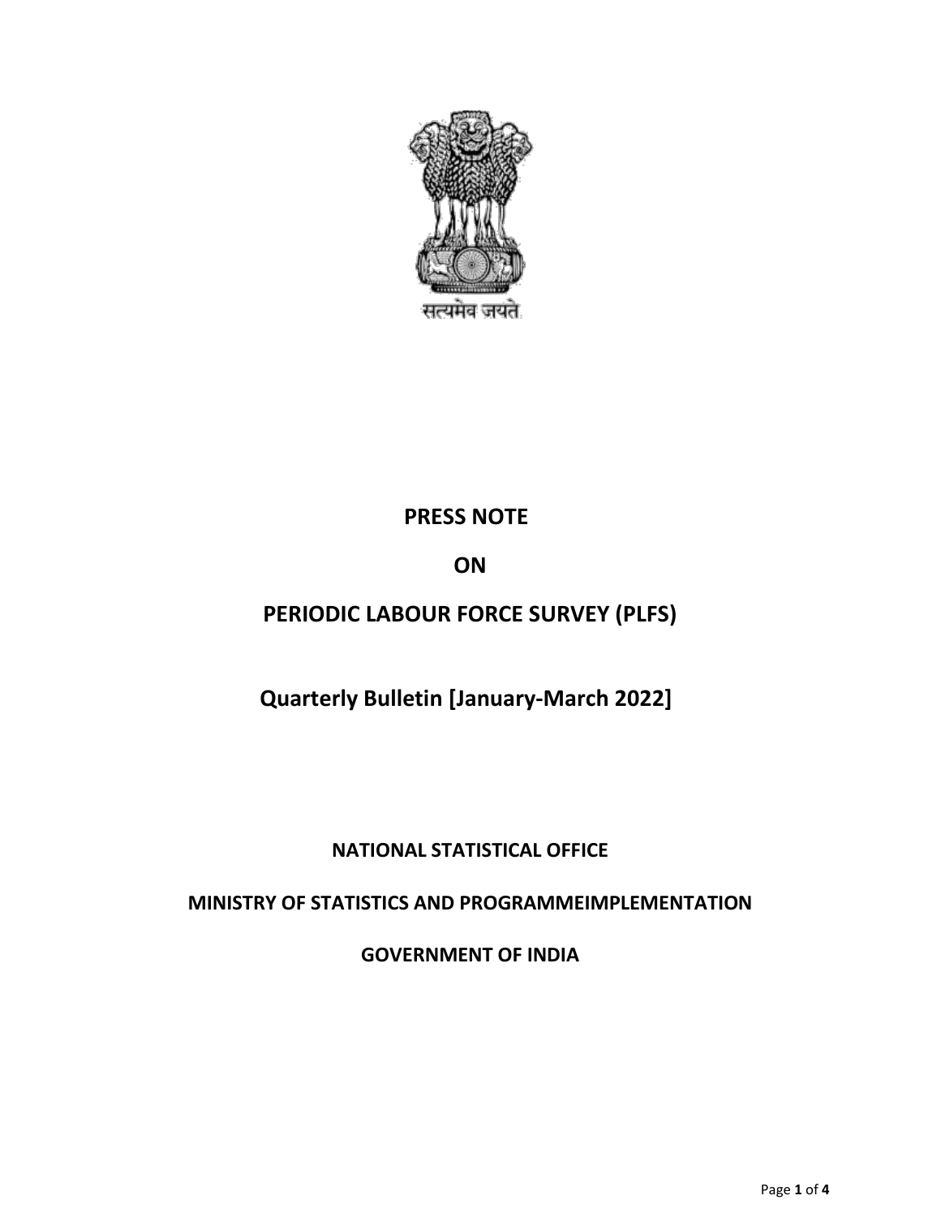सत्यमेव जयते

# PRESS NOTE

# ON

# PERIODIC LABOUR FORCE SURVEY (PLFS)

## Quarterly Bulletin [January-March 2022]

**NATIONAL STATISTICAL OFFICE**

**MINISTRY OF STATISTICS AND PROGRAMMEIMPLEMENTATION**

**GOVERNMENT OF INDIA**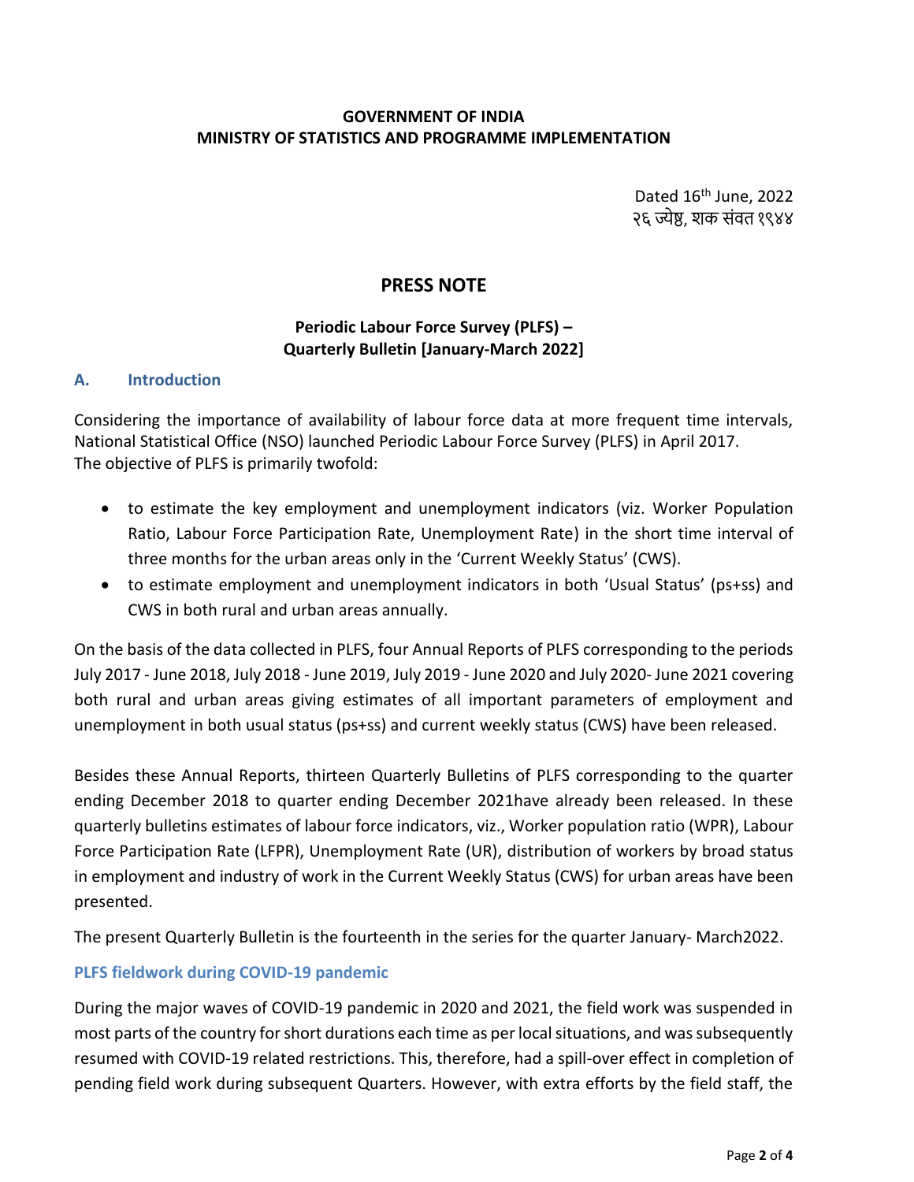**GOVERNMENT OF INDIA**
**MINISTRY OF STATISTICS AND PROGRAMME IMPLEMENTATION**

Dated 16th June, 2022
२६ ज्येष्ठ, शक संवत १९४४

# PRESS NOTE

### Periodic Labour Force Survey (PLFS) – Quarterly Bulletin [January-March 2022]

## A. Introduction

Considering the importance of availability of labour force data at more frequent time intervals, National Statistical Office (NSO) launched Periodic Labour Force Survey (PLFS) in April 2017.
The objective of PLFS is primarily twofold:

- to estimate the key employment and unemployment indicators (viz. Worker Population Ratio, Labour Force Participation Rate, Unemployment Rate) in the short time interval of three months for the urban areas only in the 'Current Weekly Status' (CWS).
- to estimate employment and unemployment indicators in both 'Usual Status' (ps+ss) and CWS in both rural and urban areas annually.

On the basis of the data collected in PLFS, four Annual Reports of PLFS corresponding to the periods July 2017 - June 2018, July 2018 - June 2019, July 2019 - June 2020 and July 2020- June 2021 covering both rural and urban areas giving estimates of all important parameters of employment and unemployment in both usual status (ps+ss) and current weekly status (CWS) have been released.

Besides these Annual Reports, thirteen Quarterly Bulletins of PLFS corresponding to the quarter ending December 2018 to quarter ending December 2021have already been released. In these quarterly bulletins estimates of labour force indicators, viz., Worker population ratio (WPR), Labour Force Participation Rate (LFPR), Unemployment Rate (UR), distribution of workers by broad status in employment and industry of work in the Current Weekly Status (CWS) for urban areas have been presented.

The present Quarterly Bulletin is the fourteenth in the series for the quarter January- March2022.

### PLFS fieldwork during COVID-19 pandemic

During the major waves of COVID-19 pandemic in 2020 and 2021, the field work was suspended in most parts of the country for short durations each time as per local situations, and was subsequently resumed with COVID-19 related restrictions. This, therefore, had a spill-over effect in completion of pending field work during subsequent Quarters. However, with extra efforts by the field staff, the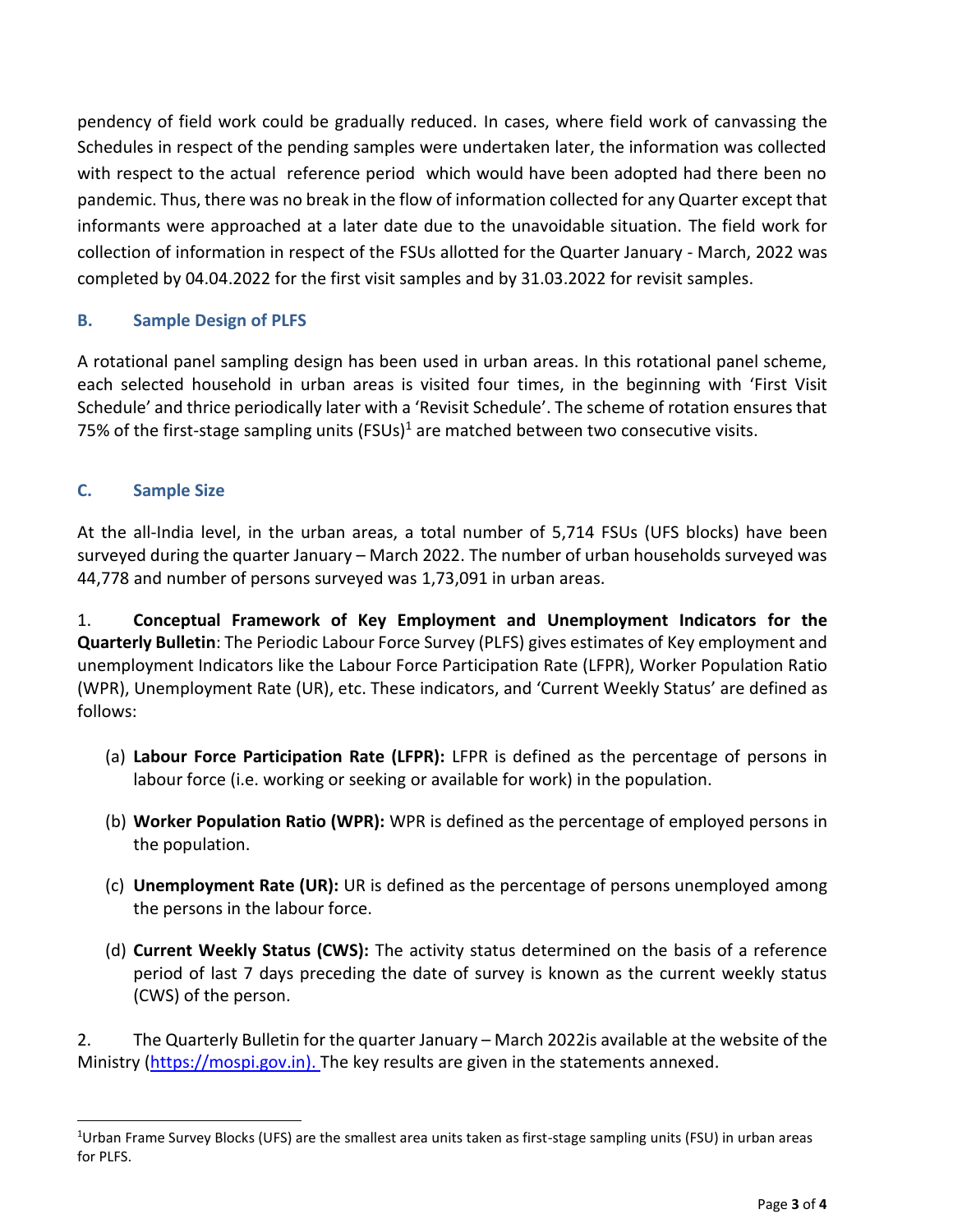pendency of field work could be gradually reduced. In cases, where field work of canvassing the Schedules in respect of the pending samples were undertaken later, the information was collected with respect to the actual reference period which would have been adopted had there been no pandemic. Thus, there was no break in the flow of information collected for any Quarter except that informants were approached at a later date due to the unavoidable situation. The field work for collection of information in respect of the FSUs allotted for the Quarter January - March, 2022 was completed by 04.04.2022 for the first visit samples and by 31.03.2022 for revisit samples.

### B. Sample Design of PLFS

A rotational panel sampling design has been used in urban areas. In this rotational panel scheme, each selected household in urban areas is visited four times, in the beginning with 'First Visit Schedule' and thrice periodically later with a 'Revisit Schedule'. The scheme of rotation ensures that 75% of the first-stage sampling units (FSUs)[1] are matched between two consecutive visits.

### C. Sample Size

At the all-India level, in the urban areas, a total number of 5,714 FSUs (UFS blocks) have been surveyed during the quarter January – March 2022. The number of urban households surveyed was 44,778 and number of persons surveyed was 1,73,091 in urban areas.

1. **Conceptual Framework of Key Employment and Unemployment Indicators for the Quarterly Bulletin**: The Periodic Labour Force Survey (PLFS) gives estimates of Key employment and unemployment Indicators like the Labour Force Participation Rate (LFPR), Worker Population Ratio (WPR), Unemployment Rate (UR), etc. These indicators, and 'Current Weekly Status' are defined as follows:

   (a) **Labour Force Participation Rate (LFPR):** LFPR is defined as the percentage of persons in labour force (i.e. working or seeking or available for work) in the population.

   (b) **Worker Population Ratio (WPR):** WPR is defined as the percentage of employed persons in the population.

   (c) **Unemployment Rate (UR):** UR is defined as the percentage of persons unemployed among the persons in the labour force.

   (d) **Current Weekly Status (CWS):** The activity status determined on the basis of a reference period of last 7 days preceding the date of survey is known as the current weekly status (CWS) of the person.

2. The Quarterly Bulletin for the quarter January – March 2022is available at the website of the Ministry (https://mospi.gov.in). The key results are given in the statements annexed.

---

[1]Urban Frame Survey Blocks (UFS) are the smallest area units taken as first-stage sampling units (FSU) in urban areas for PLFS.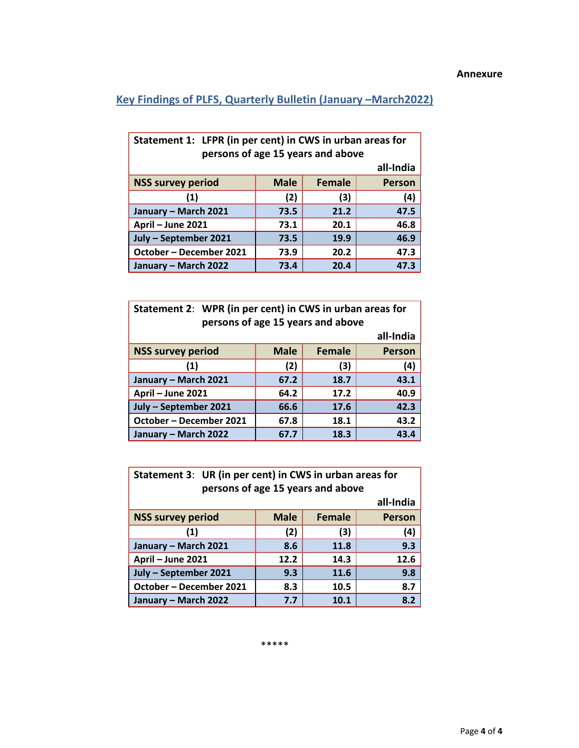**Annexure**

## Key Findings of PLFS, Quarterly Bulletin (January –March2022)

**Statement 1: LFPR (in per cent) in CWS in urban areas for persons of age 15 years and above**

all-India

| NSS survey period | Male | Female | Person |
|---|---|---|---|
| (1) | (2) | (3) | (4) |
| January – March 2021 | 73.5 | 21.2 | 47.5 |
| April – June 2021 | 73.1 | 20.1 | 46.8 |
| July – September 2021 | 73.5 | 19.9 | 46.9 |
| October – December 2021 | 73.9 | 20.2 | 47.3 |
| January – March 2022 | 73.4 | 20.4 | 47.3 |

**Statement 2: WPR (in per cent) in CWS in urban areas for persons of age 15 years and above**

all-India

| NSS survey period | Male | Female | Person |
|---|---|---|---|
| (1) | (2) | (3) | (4) |
| January – March 2021 | 67.2 | 18.7 | 43.1 |
| April – June 2021 | 64.2 | 17.2 | 40.9 |
| July – September 2021 | 66.6 | 17.6 | 42.3 |
| October – December 2021 | 67.8 | 18.1 | 43.2 |
| January – March 2022 | 67.7 | 18.3 | 43.4 |

**Statement 3: UR (in per cent) in CWS in urban areas for persons of age 15 years and above**

all-India

| NSS survey period | Male | Female | Person |
|---|---|---|---|
| (1) | (2) | (3) | (4) |
| January – March 2021 | 8.6 | 11.8 | 9.3 |
| April – June 2021 | 12.2 | 14.3 | 12.6 |
| July – September 2021 | 9.3 | 11.6 | 9.8 |
| October – December 2021 | 8.3 | 10.5 | 8.7 |
| January – March 2022 | 7.7 | 10.1 | 8.2 |

*****